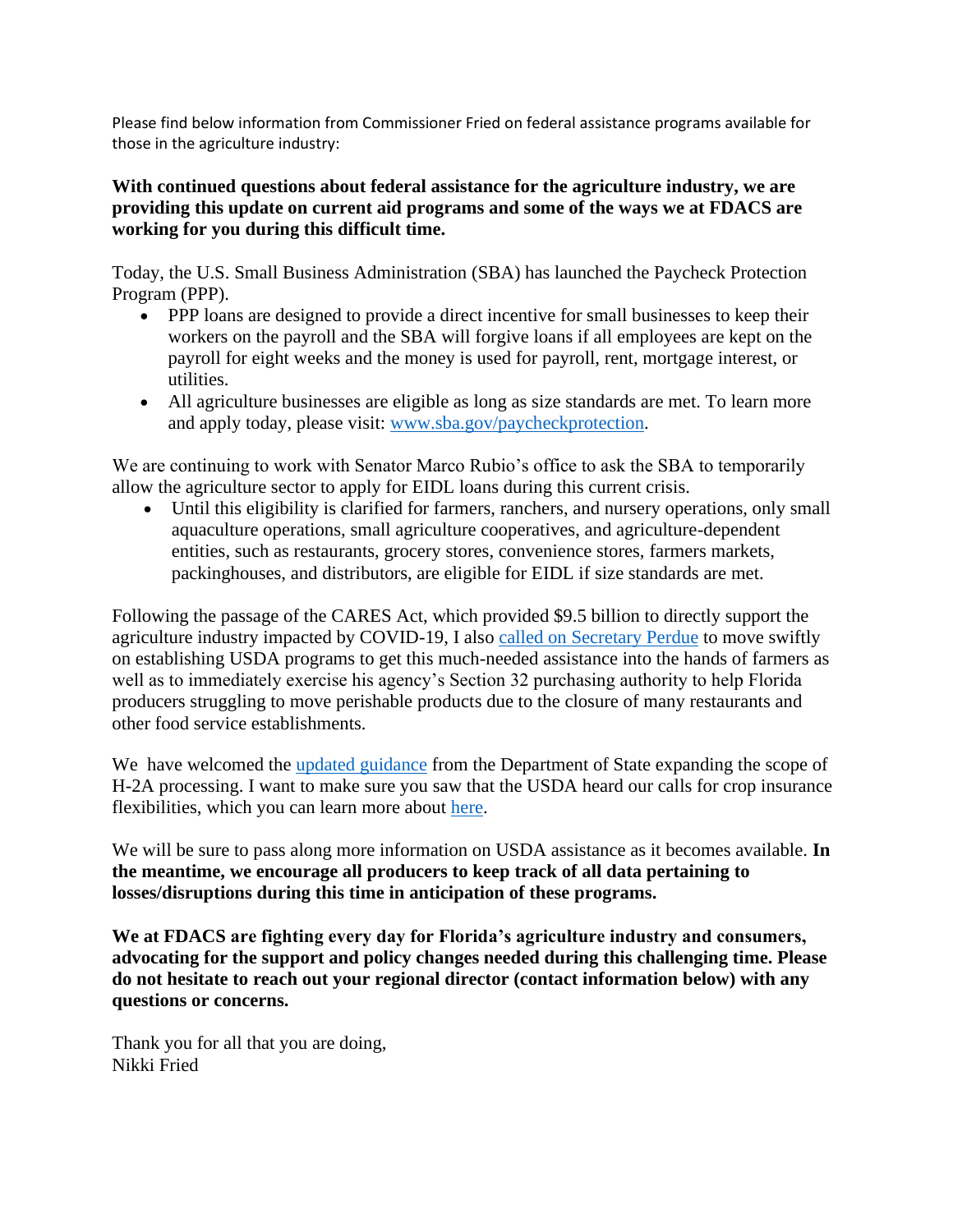Please find below information from Commissioner Fried on federal assistance programs available for those in the agriculture industry:

**With continued questions about federal assistance for the agriculture industry, we are providing this update on current aid programs and some of the ways we at FDACS are working for you during this difficult time.**

Today, the U.S. Small Business Administration (SBA) has launched the Paycheck Protection Program (PPP).

- PPP loans are designed to provide a direct incentive for small businesses to keep their workers on the payroll and the SBA will forgive loans if all employees are kept on the payroll for eight weeks and the money is used for payroll, rent, mortgage interest, or utilities.
- All agriculture businesses are eligible as long as size standards are met. To learn more and apply today, please visit: [www.sba.gov/paycheckprotection](www.sba.gov/paycheckprotection).

We are continuing to work with Senator Marco Rubio's office to ask the SBA to temporarily allow the agriculture sector to apply for EIDL loans during this current crisis.

- Until this eligibility is clarified for farmers, ranchers, and nursery operations, only small aquaculture operations, small agriculture cooperatives, and agriculture-dependent entities, such as restaurants, grocery stores, convenience stores, farmers markets, packinghouses, and distributors, are eligible for EIDL if size standards are met.

Following the passage of the CARES Act, which provided $9.5 billion to directly support the agriculture industry impacted by COVID-19, I also called on Secretary Perdue to move swiftly on establishing USDA programs to get this much-needed assistance into the hands of farmers as well as to immediately exercise his agency's Section 32 purchasing authority to help Florida producers struggling to move perishable products due to the closure of many restaurants and other food service establishments.

We have welcomed the updated guidance from the Department of State expanding the scope of H-2A processing. I want to make sure you saw that the USDA heard our calls for crop insurance flexibilities, which you can learn more about here.

We will be sure to pass along more information on USDA assistance as it becomes available. **In the meantime, we encourage all producers to keep track of all data pertaining to losses/disruptions during this time in anticipation of these programs.**

**We at FDACS are fighting every day for Florida's agriculture industry and consumers, advocating for the support and policy changes needed during this challenging time. Please do not hesitate to reach out your regional director (contact information below) with any questions or concerns.**

Thank you for all that you are doing,
Nikki Fried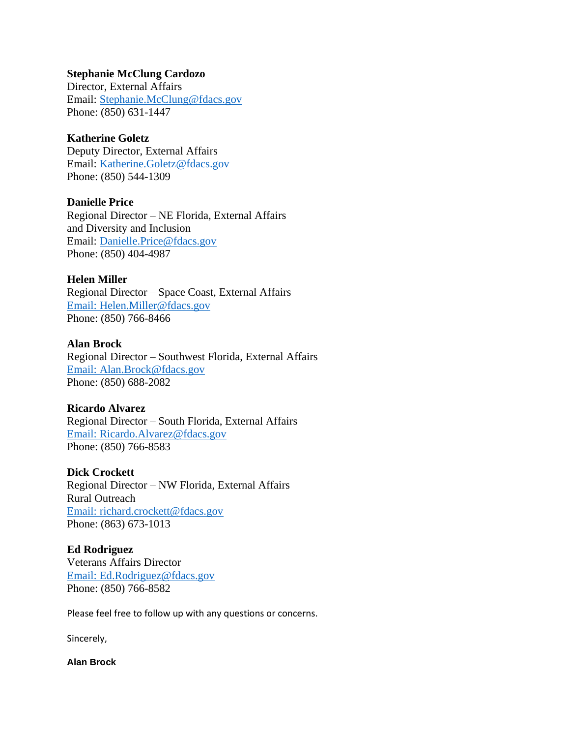**Stephanie McClung Cardozo**
Director, External Affairs
Email: Stephanie.McClung@fdacs.gov
Phone: (850) 631-1447

**Katherine Goletz**
Deputy Director, External Affairs
Email: Katherine.Goletz@fdacs.gov
Phone: (850) 544-1309

**Danielle Price**
Regional Director – NE Florida, External Affairs
and Diversity and Inclusion
Email: Danielle.Price@fdacs.gov
Phone: (850) 404-4987

**Helen Miller**
Regional Director – Space Coast, External Affairs
Email: Helen.Miller@fdacs.gov
Phone: (850) 766-8466

**Alan Brock**
Regional Director – Southwest Florida, External Affairs
Email: Alan.Brock@fdacs.gov
Phone: (850) 688-2082

**Ricardo Alvarez**
Regional Director – South Florida, External Affairs
Email: Ricardo.Alvarez@fdacs.gov
Phone: (850) 766-8583

**Dick Crockett**
Regional Director – NW Florida, External Affairs
Rural Outreach
Email: richard.crockett@fdacs.gov
Phone: (863) 673-1013

**Ed Rodriguez**
Veterans Affairs Director
Email: Ed.Rodriguez@fdacs.gov
Phone: (850) 766-8582

Please feel free to follow up with any questions or concerns.

Sincerely,

**Alan Brock**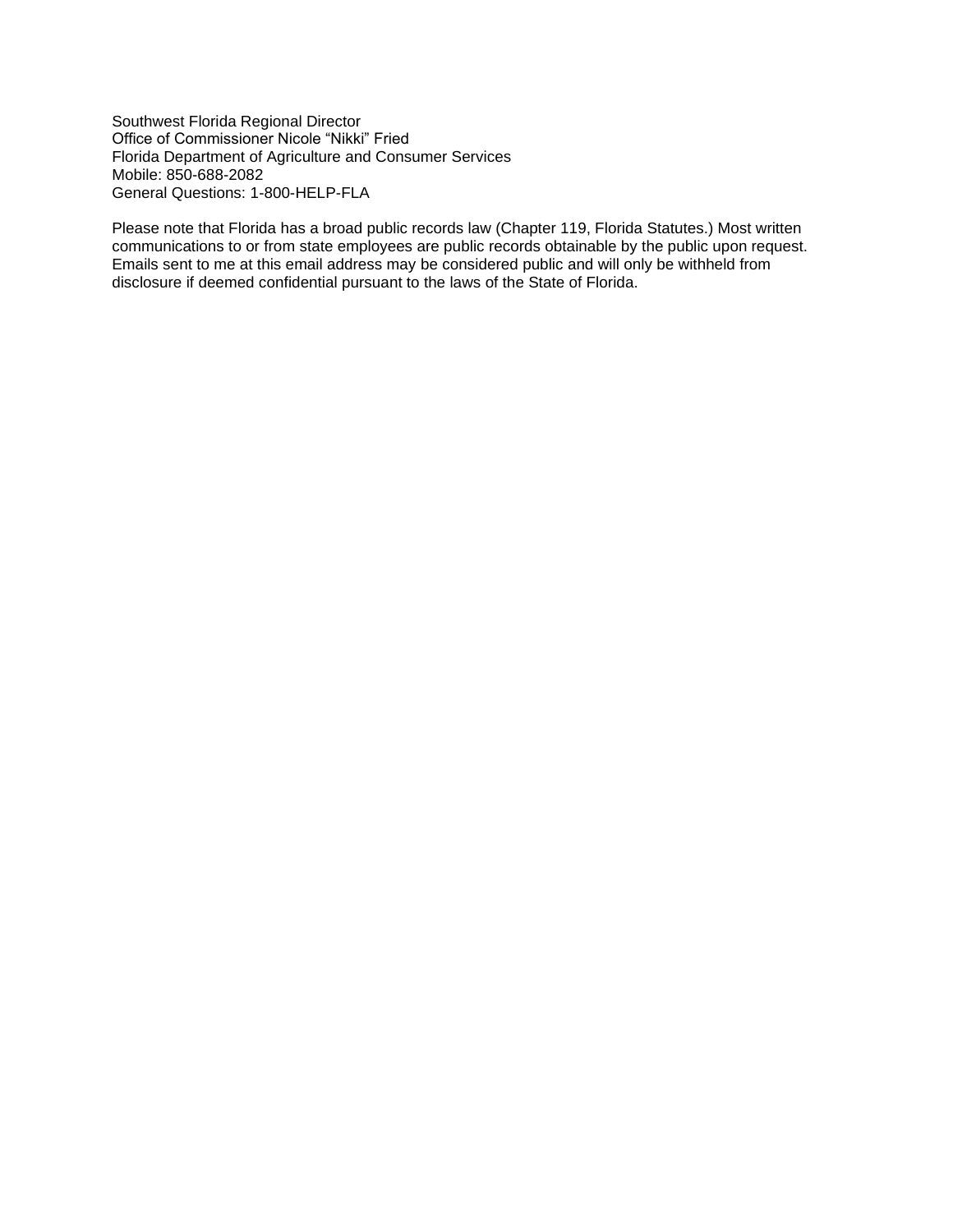Southwest Florida Regional Director
Office of Commissioner Nicole “Nikki” Fried
Florida Department of Agriculture and Consumer Services
Mobile: 850-688-2082
General Questions: 1-800-HELP-FLA

Please note that Florida has a broad public records law (Chapter 119, Florida Statutes.) Most written communications to or from state employees are public records obtainable by the public upon request. Emails sent to me at this email address may be considered public and will only be withheld from disclosure if deemed confidential pursuant to the laws of the State of Florida.